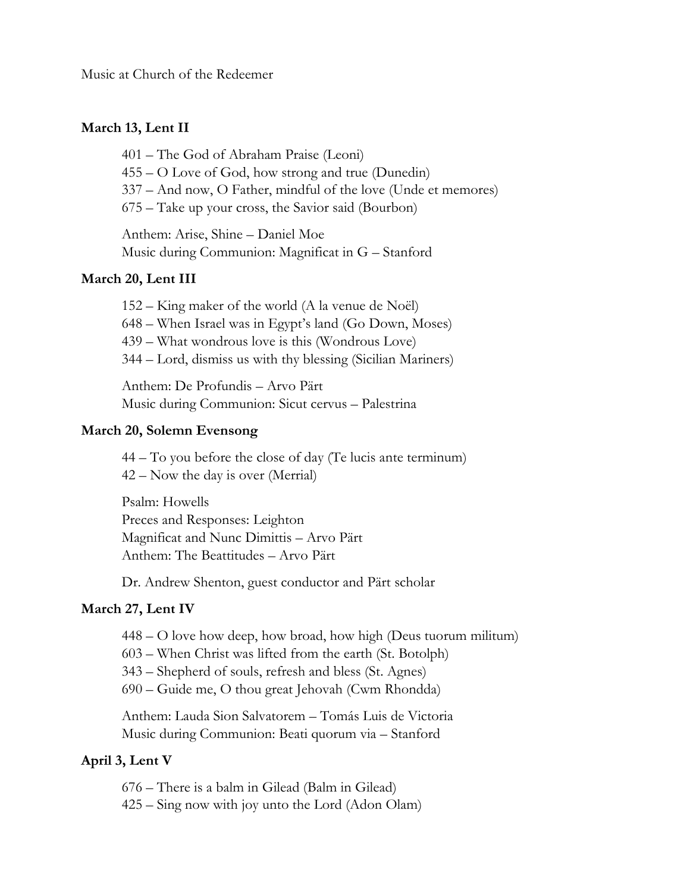Music at Church of the Redeemer

**March 13, Lent II**

401 – The God of Abraham Praise (Leoni)
455 – O Love of God, how strong and true (Dunedin)
337 – And now, O Father, mindful of the love (Unde et memores)
675 – Take up your cross, the Savior said (Bourbon)

Anthem: Arise, Shine – Daniel Moe
Music during Communion: Magnificat in G – Stanford

**March 20, Lent III**

152 – King maker of the world (A la venue de Noël)
648 – When Israel was in Egypt's land (Go Down, Moses)
439 – What wondrous love is this (Wondrous Love)
344 – Lord, dismiss us with thy blessing (Sicilian Mariners)

Anthem: De Profundis – Arvo Pärt
Music during Communion: Sicut cervus – Palestrina

**March 20, Solemn Evensong**

44 – To you before the close of day (Te lucis ante terminum)
42 – Now the day is over (Merrial)

Psalm: Howells
Preces and Responses: Leighton
Magnificat and Nunc Dimittis – Arvo Pärt
Anthem: The Beattitudes – Arvo Pärt

Dr. Andrew Shenton, guest conductor and Pärt scholar

**March 27, Lent IV**

448 – O love how deep, how broad, how high (Deus tuorum militum)
603 – When Christ was lifted from the earth (St. Botolph)
343 – Shepherd of souls, refresh and bless (St. Agnes)
690 – Guide me, O thou great Jehovah (Cwm Rhondda)

Anthem: Lauda Sion Salvatorem – Tomás Luis de Victoria
Music during Communion: Beati quorum via – Stanford

**April 3, Lent V**

676 – There is a balm in Gilead (Balm in Gilead)
425 – Sing now with joy unto the Lord (Adon Olam)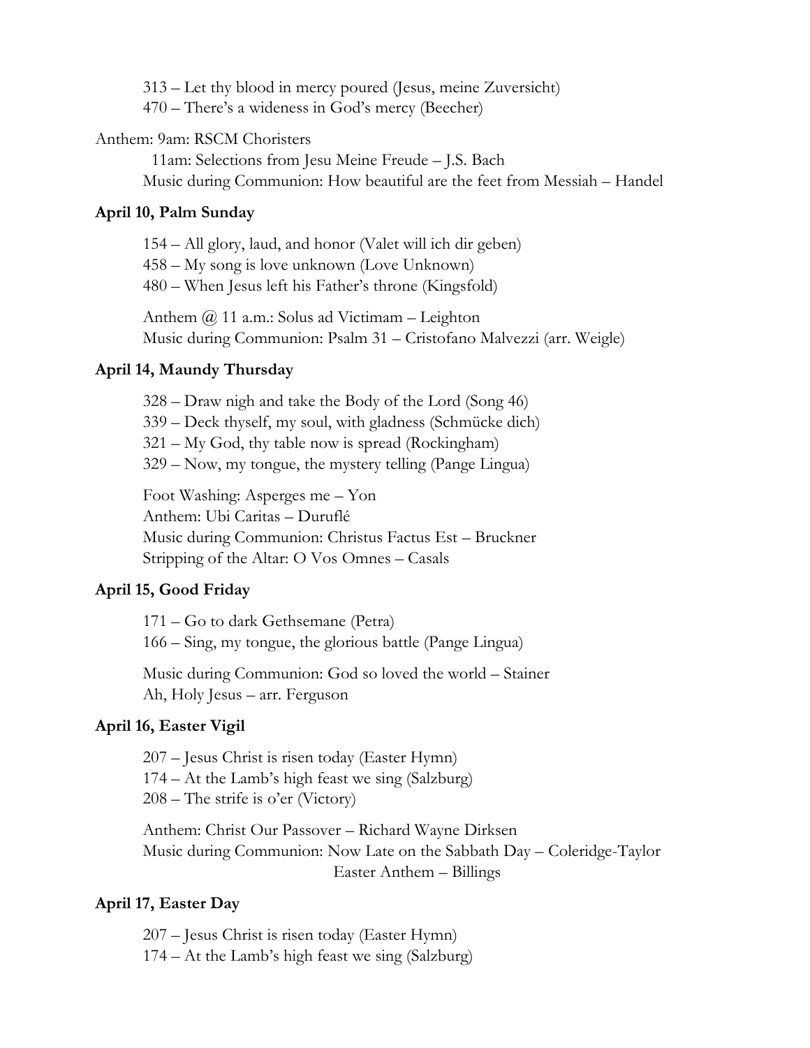313 – Let thy blood in mercy poured (Jesus, meine Zuversicht)
470 – There's a wideness in God's mercy (Beecher)

Anthem: 9am: RSCM Choristers
11am: Selections from Jesu Meine Freude – J.S. Bach
Music during Communion: How beautiful are the feet from Messiah – Handel

**April 10, Palm Sunday**

154 – All glory, laud, and honor (Valet will ich dir geben)
458 – My song is love unknown (Love Unknown)
480 – When Jesus left his Father's throne (Kingsfold)

Anthem @ 11 a.m.: Solus ad Victimam – Leighton
Music during Communion: Psalm 31 – Cristofano Malvezzi (arr. Weigle)

**April 14, Maundy Thursday**

328 – Draw nigh and take the Body of the Lord (Song 46)
339 – Deck thyself, my soul, with gladness (Schmücke dich)
321 – My God, thy table now is spread (Rockingham)
329 – Now, my tongue, the mystery telling (Pange Lingua)

Foot Washing: Asperges me – Yon
Anthem: Ubi Caritas – Duruflé
Music during Communion: Christus Factus Est – Bruckner
Stripping of the Altar: O Vos Omnes – Casals

**April 15, Good Friday**

171 – Go to dark Gethsemane (Petra)
166 – Sing, my tongue, the glorious battle (Pange Lingua)

Music during Communion: God so loved the world – Stainer
Ah, Holy Jesus – arr. Ferguson

**April 16, Easter Vigil**

207 – Jesus Christ is risen today (Easter Hymn)
174 – At the Lamb's high feast we sing (Salzburg)
208 – The strife is o'er (Victory)

Anthem: Christ Our Passover – Richard Wayne Dirksen
Music during Communion: Now Late on the Sabbath Day – Coleridge-Taylor
Easter Anthem – Billings

**April 17, Easter Day**

207 – Jesus Christ is risen today (Easter Hymn)
174 – At the Lamb's high feast we sing (Salzburg)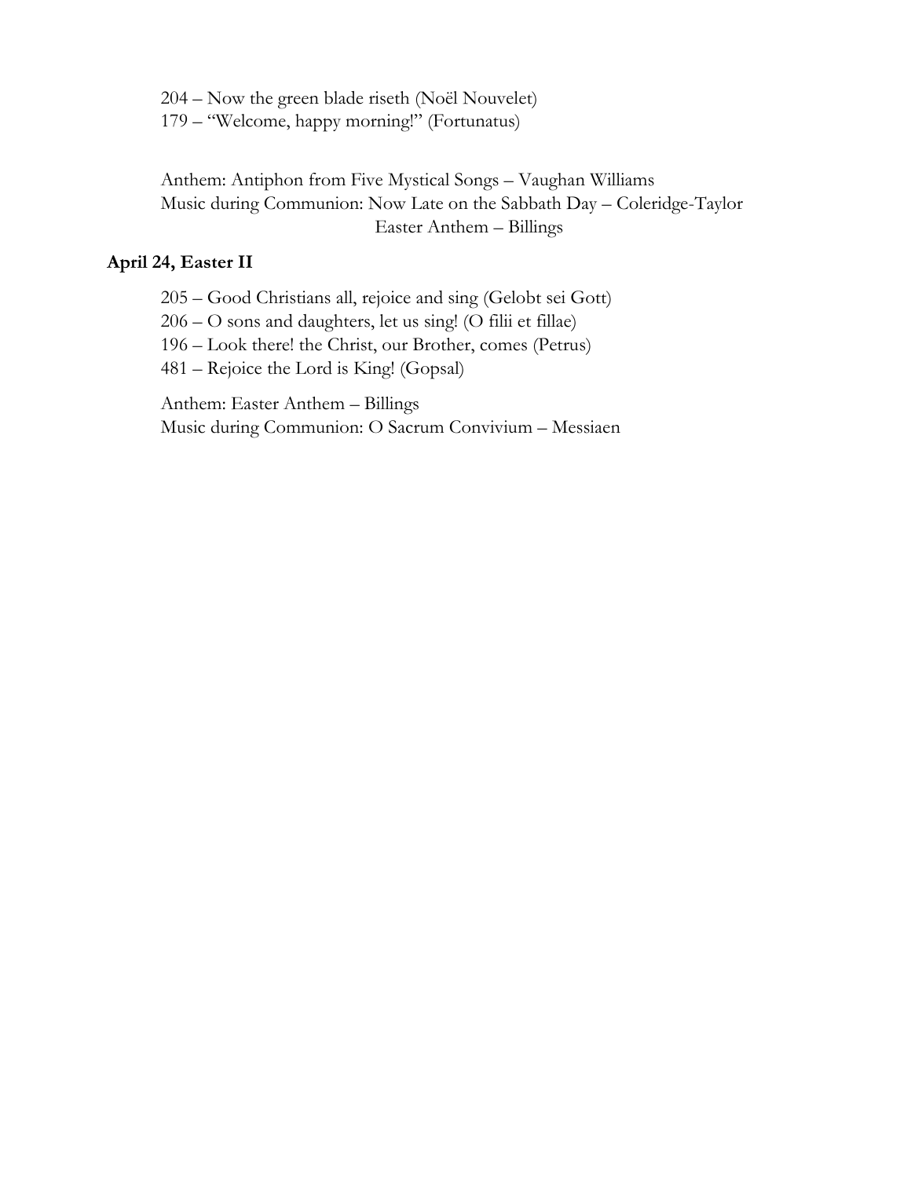204 – Now the green blade riseth (Noël Nouvelet)
179 – "Welcome, happy morning!" (Fortunatus)

Anthem: Antiphon from Five Mystical Songs – Vaughan Williams
Music during Communion: Now Late on the Sabbath Day – Coleridge-Taylor
Easter Anthem – Billings

**April 24, Easter II**

205 – Good Christians all, rejoice and sing (Gelobt sei Gott)
206 – O sons and daughters, let us sing! (O filii et fillae)
196 – Look there! the Christ, our Brother, comes (Petrus)
481 – Rejoice the Lord is King! (Gopsal)

Anthem: Easter Anthem – Billings
Music during Communion: O Sacrum Convivium – Messiaen